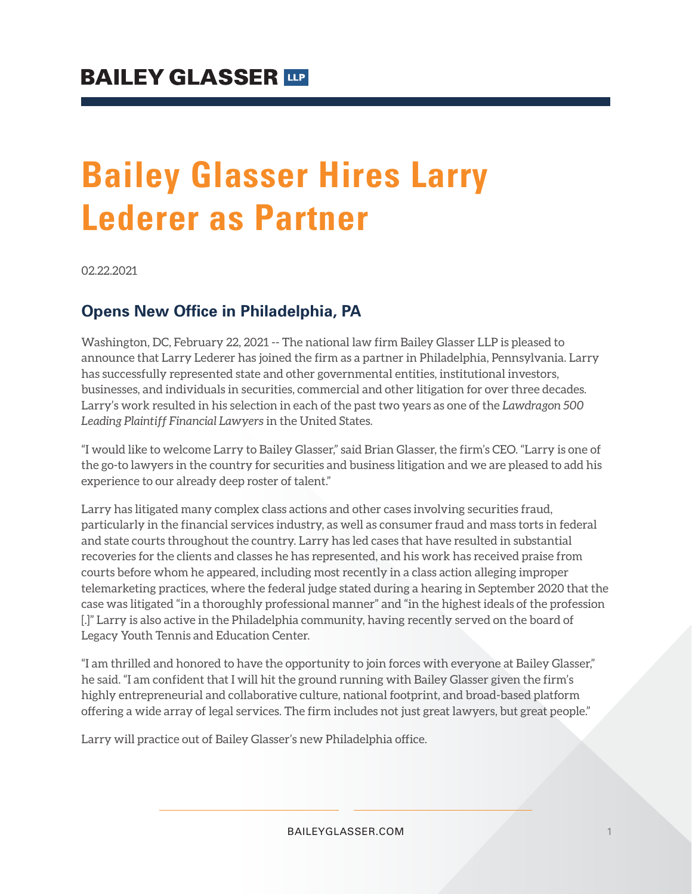BAILEY GLASSER LLP

# Bailey Glasser Hires Larry Lederer as Partner

02.22.2021

## Opens New Office in Philadelphia, PA

Washington, DC, February 22, 2021 -- The national law firm Bailey Glasser LLP is pleased to announce that Larry Lederer has joined the firm as a partner in Philadelphia, Pennsylvania. Larry has successfully represented state and other governmental entities, institutional investors, businesses, and individuals in securities, commercial and other litigation for over three decades. Larry's work resulted in his selection in each of the past two years as one of the *Lawdragon 500 Leading Plaintiff Financial Lawyers* in the United States.

"I would like to welcome Larry to Bailey Glasser," said Brian Glasser, the firm's CEO. "Larry is one of the go-to lawyers in the country for securities and business litigation and we are pleased to add his experience to our already deep roster of talent."

Larry has litigated many complex class actions and other cases involving securities fraud, particularly in the financial services industry, as well as consumer fraud and mass torts in federal and state courts throughout the country. Larry has led cases that have resulted in substantial recoveries for the clients and classes he has represented, and his work has received praise from courts before whom he appeared, including most recently in a class action alleging improper telemarketing practices, where the federal judge stated during a hearing in September 2020 that the case was litigated "in a thoroughly professional manner" and "in the highest ideals of the profession [.]" Larry is also active in the Philadelphia community, having recently served on the board of Legacy Youth Tennis and Education Center.

"I am thrilled and honored to have the opportunity to join forces with everyone at Bailey Glasser," he said. "I am confident that I will hit the ground running with Bailey Glasser given the firm's highly entrepreneurial and collaborative culture, national footprint, and broad-based platform offering a wide array of legal services. The firm includes not just great lawyers, but great people."

Larry will practice out of Bailey Glasser's new Philadelphia office.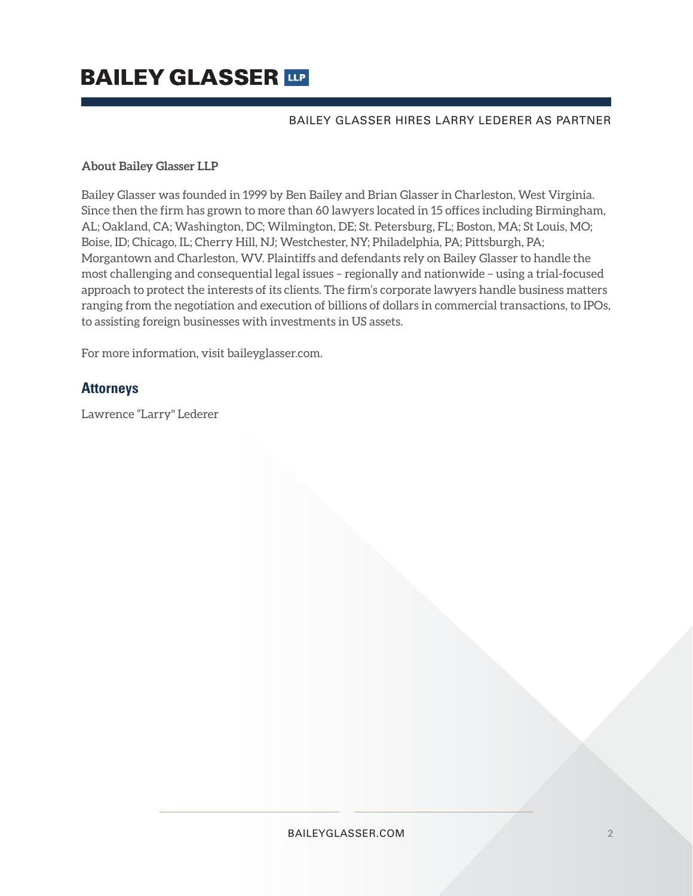**About Bailey Glasser LLP**

Bailey Glasser was founded in 1999 by Ben Bailey and Brian Glasser in Charleston, West Virginia. Since then the firm has grown to more than 60 lawyers located in 15 offices including Birmingham, AL; Oakland, CA; Washington, DC; Wilmington, DE; St. Petersburg, FL; Boston, MA; St Louis, MO; Boise, ID; Chicago, IL; Cherry Hill, NJ; Westchester, NY; Philadelphia, PA; Pittsburgh, PA; Morgantown and Charleston, WV. Plaintiffs and defendants rely on Bailey Glasser to handle the most challenging and consequential legal issues – regionally and nationwide – using a trial-focused approach to protect the interests of its clients. The firm's corporate lawyers handle business matters ranging from the negotiation and execution of billions of dollars in commercial transactions, to IPOs, to assisting foreign businesses with investments in US assets.

For more information, visit baileyglasser.com.

## Attorneys

Lawrence "Larry" Lederer